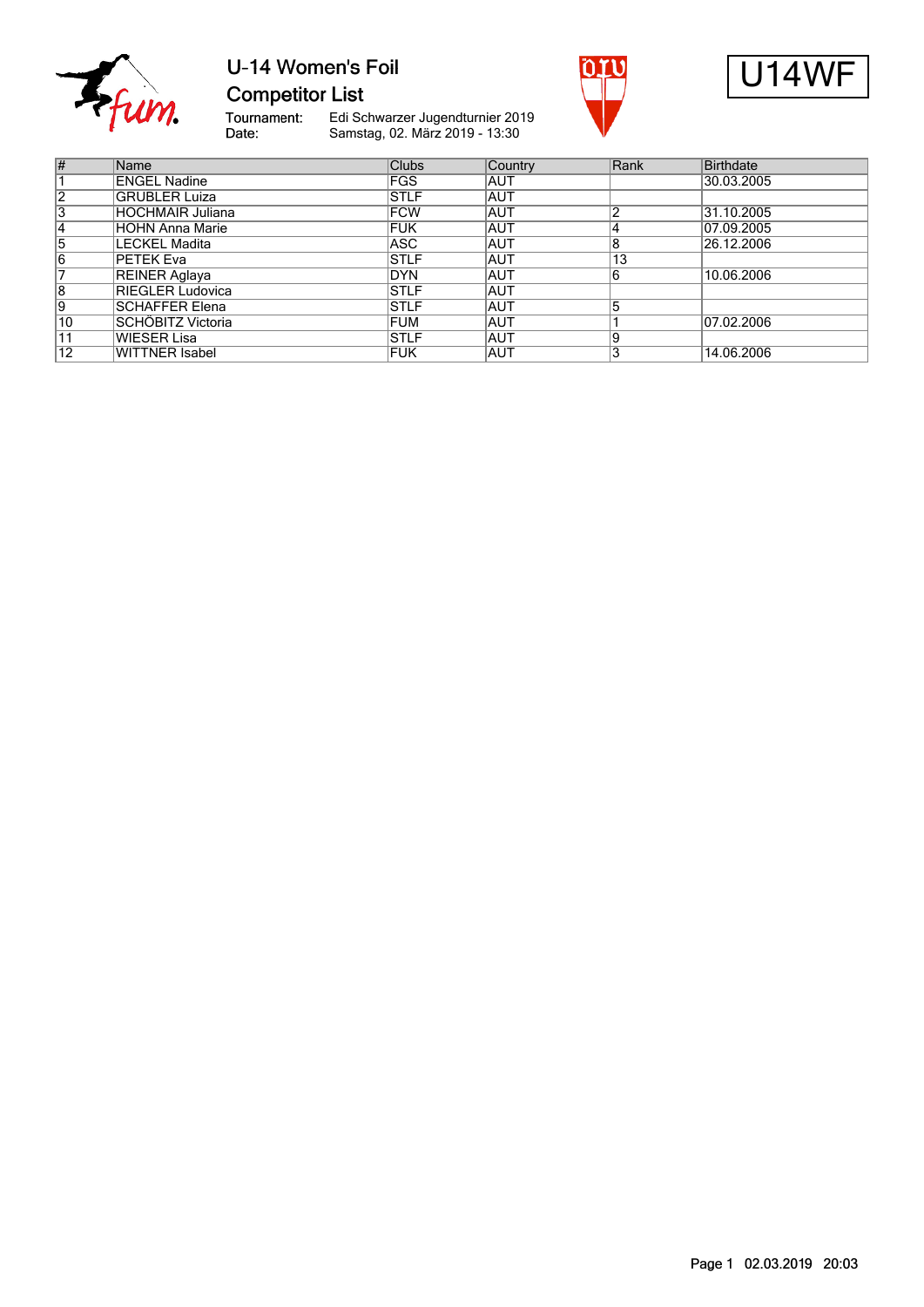# U-14 Women's Foil

## Competitor List

U14WF

Tournament: Edi Schwarzer Jugendturnier 2019
Date: Samstag, 02. März 2019 - 13:30

| # | Name | Clubs | Country | Rank | Birthdate |
|---|---|---|---|---|---|
| 1 | ENGEL Nadine | FGS | AUT | | 30.03.2005 |
| 2 | GRUBLER Luiza | STLF | AUT | | |
| 3 | HOCHMAIR Juliana | FCW | AUT | 2 | 31.10.2005 |
| 4 | HOHN Anna Marie | FUK | AUT | 4 | 07.09.2005 |
| 5 | LECKEL Madita | ASC | AUT | 8 | 26.12.2006 |
| 6 | PETEK Eva | STLF | AUT | 13 | |
| 7 | REINER Aglaya | DYN | AUT | 6 | 10.06.2006 |
| 8 | RIEGLER Ludovica | STLF | AUT | | |
| 9 | SCHAFFER Elena | STLF | AUT | 5 | |
| 10 | SCHÖBITZ Victoria | FUM | AUT | 1 | 07.02.2006 |
| 11 | WIESER Lisa | STLF | AUT | 9 | |
| 12 | WITTNER Isabel | FUK | AUT | 3 | 14.06.2006 |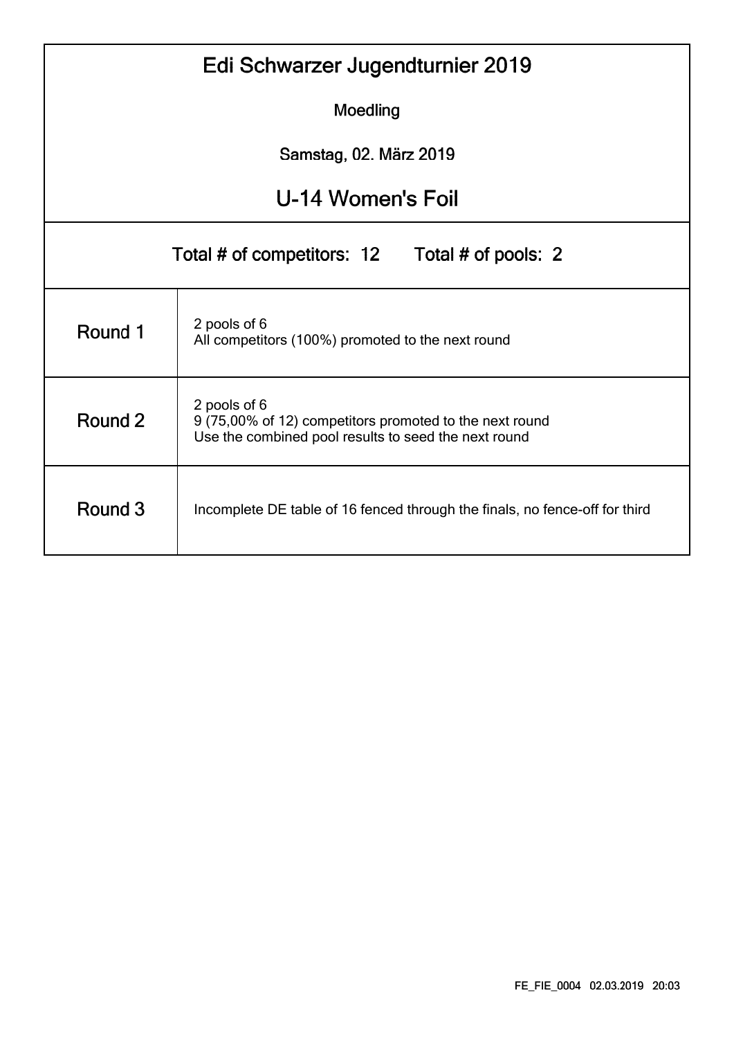# Edi Schwarzer Jugendturnier 2019

Moedling

Samstag, 02. März 2019

## U-14 Women's Foil

Total # of competitors: 12 Total # of pools: 2

| | |
|---|---|
| Round 1 | 2 pools of 6<br>All competitors (100%) promoted to the next round |
| Round 2 | 2 pools of 6<br>9 (75,00% of 12) competitors promoted to the next round<br>Use the combined pool results to seed the next round |
| Round 3 | Incomplete DE table of 16 fenced through the finals, no fence-off for third |

FE_FIE_0004 02.03.2019 20:03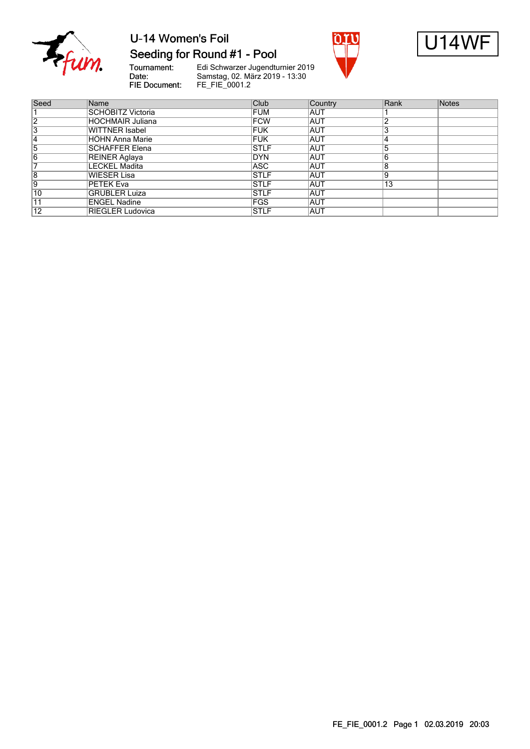# U-14 Women's Foil

## Seeding for Round #1 - Pool

U14WF

Tournament: Edi Schwarzer Jugendturnier 2019
Date: Samstag, 02. März 2019 - 13:30
FIE Document: FE_FIE_0001.2

| Seed | Name | Club | Country | Rank | Notes |
|---|---|---|---|---|---|
| 1 | SCHÖBITZ Victoria | FUM | AUT | 1 | |
| 2 | HOCHMAIR Juliana | FCW | AUT | 2 | |
| 3 | WITTNER Isabel | FUK | AUT | 3 | |
| 4 | HÖHN Anna Marie | FUK | AUT | 4 | |
| 5 | SCHAFFER Elena | STLF | AUT | 5 | |
| 6 | REINER Aglaya | DYN | AUT | 6 | |
| 7 | LECKEL Madita | ASC | AUT | 8 | |
| 8 | WIESER Lisa | STLF | AUT | 9 | |
| 9 | PETEK Eva | STLF | AUT | 13 | |
| 10 | GRUBLER Luiza | STLF | AUT | | |
| 11 | ENGEL Nadine | FGS | AUT | | |
| 12 | RIEGLER Ludovica | STLF | AUT | | |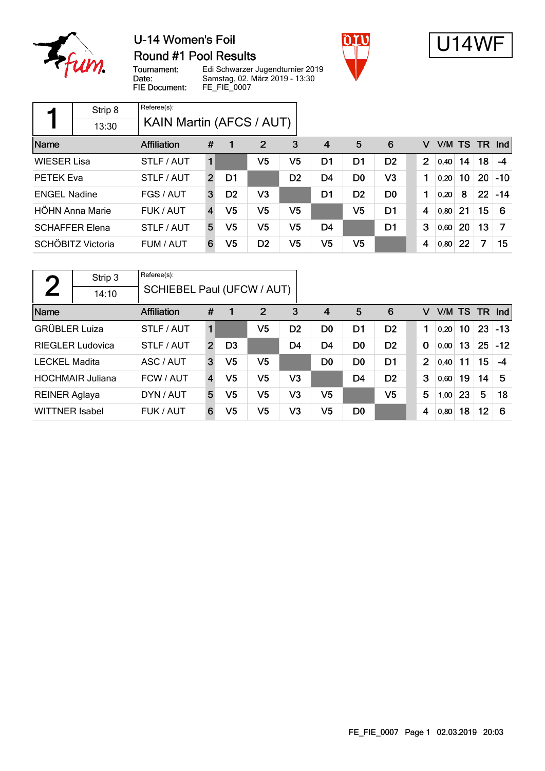# U-14 Women's Foil

## Round #1 Pool Results

Tournament: Edi Schwarzer Jugendturnier 2019
Date: Samstag, 02. März 2019 - 13:30
FIE Document: FE_FIE_0007

**U14WF**

| 1 | Strip 8 | Referee(s): |
|---|---|---|
| | 13:30 | KAIN Martin (AFCS / AUT) |

| Name | Affiliation | # | 1 | 2 | 3 | 4 | 5 | 6 | V | V/M | TS | TR | Ind |
|---|---|---|---|---|---|---|---|---|---|---|---|---|---|
| WIESER Lisa | STLF / AUT | 1 | | V5 | V5 | D1 | D1 | D2 | 2 | 0,40 | 14 | 18 | -4 |
| PETEK Eva | STLF / AUT | 2 | D1 | | D2 | D4 | D0 | V3 | 1 | 0,20 | 10 | 20 | -10 |
| ENGEL Nadine | FGS / AUT | 3 | D2 | V3 | | D1 | D2 | D0 | 1 | 0,20 | 8 | 22 | -14 |
| HÖHN Anna Marie | FUK / AUT | 4 | V5 | V5 | V5 | | V5 | D1 | 4 | 0,80 | 21 | 15 | 6 |
| SCHAFFER Elena | STLF / AUT | 5 | V5 | V5 | V5 | D4 | | D1 | 3 | 0,60 | 20 | 13 | 7 |
| SCHÖBITZ Victoria | FUM / AUT | 6 | V5 | D2 | V5 | V5 | V5 | | 4 | 0,80 | 22 | 7 | 15 |

| 2 | Strip 3 | Referee(s): |
|---|---|---|
| | 14:10 | SCHIEBEL Paul (UFCW / AUT) |

| Name | Affiliation | # | 1 | 2 | 3 | 4 | 5 | 6 | V | V/M | TS | TR | Ind |
|---|---|---|---|---|---|---|---|---|---|---|---|---|---|
| GRÜBLER Luiza | STLF / AUT | 1 | | V5 | D2 | D0 | D1 | D2 | 1 | 0,20 | 10 | 23 | -13 |
| RIEGLER Ludovica | STLF / AUT | 2 | D3 | | D4 | D4 | D0 | D2 | 0 | 0,00 | 13 | 25 | -12 |
| LECKEL Madita | ASC / AUT | 3 | V5 | V5 | | D0 | D0 | D1 | 2 | 0,40 | 11 | 15 | -4 |
| HOCHMAIR Juliana | FCW / AUT | 4 | V5 | V5 | V3 | | D4 | D2 | 3 | 0,60 | 19 | 14 | 5 |
| REINER Aglaya | DYN / AUT | 5 | V5 | V5 | V3 | V5 | | V5 | 5 | 1,00 | 23 | 5 | 18 |
| WITTNER Isabel | FUK / AUT | 6 | V5 | V5 | V3 | V5 | D0 | | 4 | 0,80 | 18 | 12 | 6 |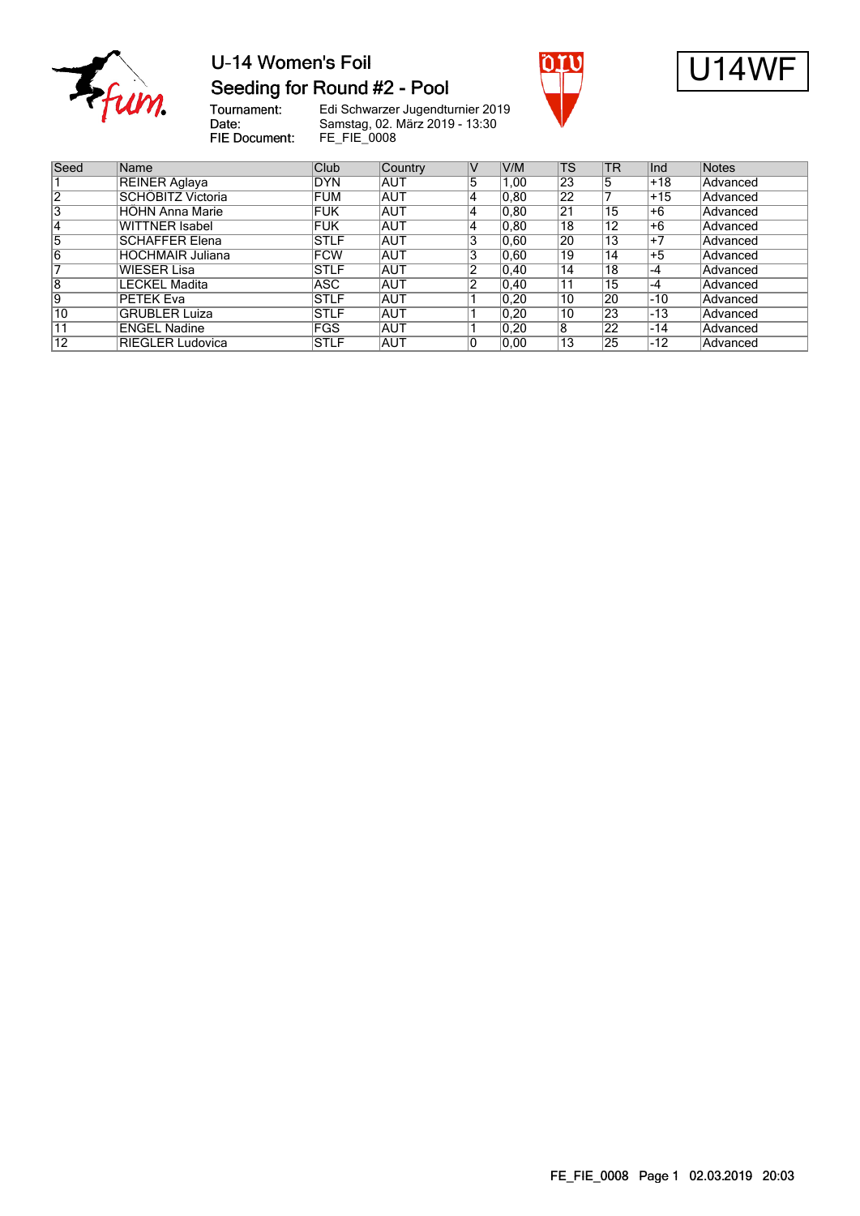# U-14 Women's Foil

## Seeding for Round #2 - Pool

U14WF

Tournament: Edi Schwarzer Jugendturnier 2019
Date: Samstag, 02. März 2019 - 13:30
FIE Document: FE_FIE_0008

| Seed | Name | Club | Country | V | V/M | TS | TR | Ind | Notes |
|---|---|---|---|---|---|---|---|---|---|
| 1 | REINER Aglaya | DYN | AUT | 5 | 1,00 | 23 | 5 | +18 | Advanced |
| 2 | SCHÖBITZ Victoria | FUM | AUT | 4 | 0,80 | 22 | 7 | +15 | Advanced |
| 3 | HÖHN Anna Marie | FUK | AUT | 4 | 0,80 | 21 | 15 | +6 | Advanced |
| 4 | WITTNER Isabel | FUK | AUT | 4 | 0,80 | 18 | 12 | +6 | Advanced |
| 5 | SCHAFFER Elena | STLF | AUT | 3 | 0,60 | 20 | 13 | +7 | Advanced |
| 6 | HOCHMAIR Juliana | FCW | AUT | 3 | 0,60 | 19 | 14 | +5 | Advanced |
| 7 | WIESER Lisa | STLF | AUT | 2 | 0,40 | 14 | 18 | -4 | Advanced |
| 8 | LECKEL Madita | ASC | AUT | 2 | 0,40 | 11 | 15 | -4 | Advanced |
| 9 | PETEK Eva | STLF | AUT | 1 | 0,20 | 10 | 20 | -10 | Advanced |
| 10 | GRUBLER Luiza | STLF | AUT | 1 | 0,20 | 10 | 23 | -13 | Advanced |
| 11 | ENGEL Nadine | FGS | AUT | 1 | 0,20 | 8 | 22 | -14 | Advanced |
| 12 | RIEGLER Ludovica | STLF | AUT | 0 | 0,00 | 13 | 25 | -12 | Advanced |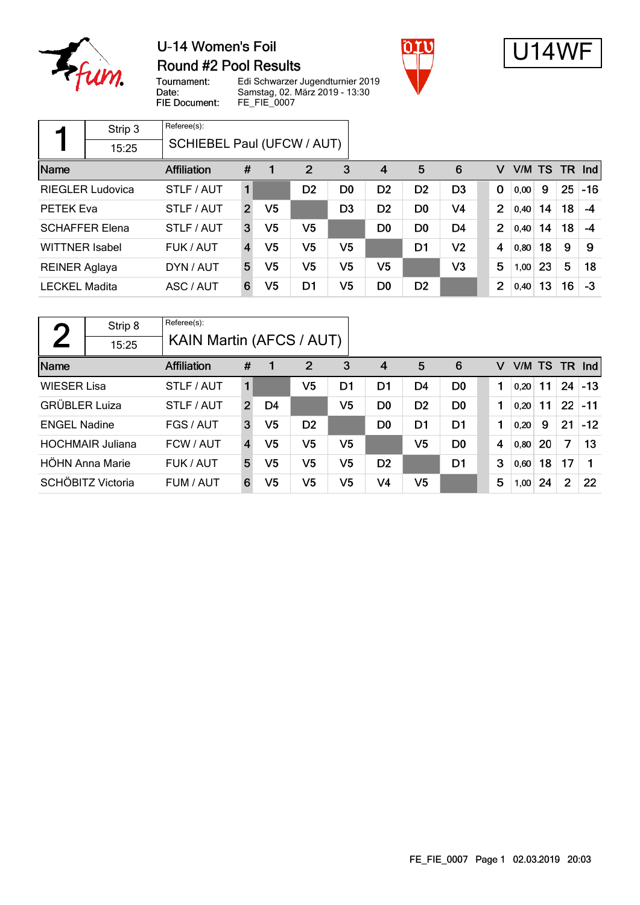# U-14 Women's Foil
## Round #2 Pool Results

Tournament: Edi Schwarzer Jugendturnier 2019
Date: Samstag, 02. März 2019 - 13:30
FIE Document: FE_FIE_0007

**U14WF**

| 1 | Strip 3 | Referee(s): |
|---|---|---|
| | 15:25 | SCHIEBEL Paul (UFCW / AUT) |

| Name | Affiliation | # | 1 | 2 | 3 | 4 | 5 | 6 | V | V/M | TS | TR | Ind |
|---|---|---|---|---|---|---|---|---|---|---|---|---|---|
| RIEGLER Ludovica | STLF / AUT | 1 | | D2 | D0 | D2 | D2 | D3 | 0 | 0,00 | 9 | 25 | -16 |
| PETEK Eva | STLF / AUT | 2 | V5 | | D3 | D2 | D0 | V4 | 2 | 0,40 | 14 | 18 | -4 |
| SCHAFFER Elena | STLF / AUT | 3 | V5 | V5 | | D0 | D0 | D4 | 2 | 0,40 | 14 | 18 | -4 |
| WITTNER Isabel | FUK / AUT | 4 | V5 | V5 | V5 | | D1 | V2 | 4 | 0,80 | 18 | 9 | 9 |
| REINER Aglaya | DYN / AUT | 5 | V5 | V5 | V5 | V5 | | V3 | 5 | 1,00 | 23 | 5 | 18 |
| LECKEL Madita | ASC / AUT | 6 | V5 | D1 | V5 | D0 | D2 | | 2 | 0,40 | 13 | 16 | -3 |

| 2 | Strip 8 | Referee(s): |
|---|---|---|
| | 15:25 | KAIN Martin (AFCS / AUT) |

| Name | Affiliation | # | 1 | 2 | 3 | 4 | 5 | 6 | V | V/M | TS | TR | Ind |
|---|---|---|---|---|---|---|---|---|---|---|---|---|---|
| WIESER Lisa | STLF / AUT | 1 | | V5 | D1 | D1 | D4 | D0 | 1 | 0,20 | 11 | 24 | -13 |
| GRÜBLER Luiza | STLF / AUT | 2 | D4 | | V5 | D0 | D2 | D0 | 1 | 0,20 | 11 | 22 | -11 |
| ENGEL Nadine | FGS / AUT | 3 | V5 | D2 | | D0 | D1 | D1 | 1 | 0,20 | 9 | 21 | -12 |
| HOCHMAIR Juliana | FCW / AUT | 4 | V5 | V5 | V5 | | V5 | D0 | 4 | 0,80 | 20 | 7 | 13 |
| HÖHN Anna Marie | FUK / AUT | 5 | V5 | V5 | V5 | D2 | | D1 | 3 | 0,60 | 18 | 17 | 1 |
| SCHÖBITZ Victoria | FUM / AUT | 6 | V5 | V5 | V5 | V4 | V5 | | 5 | 1,00 | 24 | 2 | 22 |

FE_FIE_0007 Page 1 02.03.2019 20:03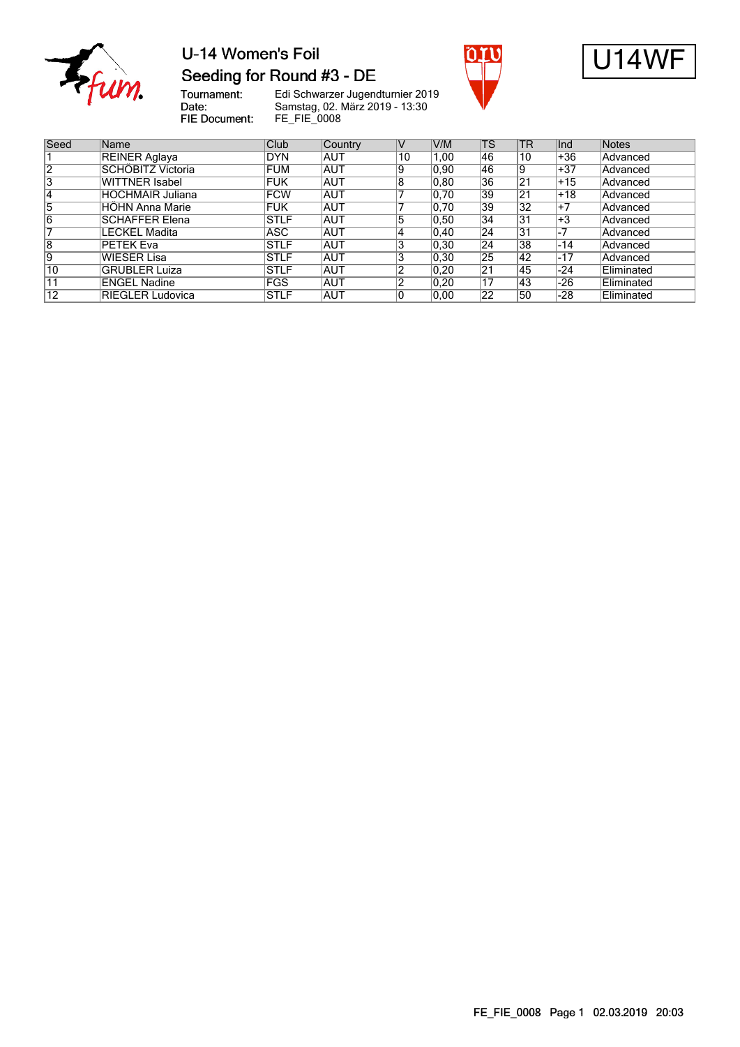# U-14 Women's Foil

## Seeding for Round #3 - DE

U14WF

Tournament: Edi Schwarzer Jugendturnier 2019
Date: Samstag, 02. März 2019 - 13:30
FIE Document: FE_FIE_0008

| Seed | Name | Club | Country | V | V/M | TS | TR | Ind | Notes |
|---|---|---|---|---|---|---|---|---|---|
| 1 | REINER Aglaya | DYN | AUT | 10 | 1,00 | 46 | 10 | +36 | Advanced |
| 2 | SCHÖBITZ Victoria | FUM | AUT | 9 | 0,90 | 46 | 9 | +37 | Advanced |
| 3 | WITTNER Isabel | FUK | AUT | 8 | 0,80 | 36 | 21 | +15 | Advanced |
| 4 | HOCHMAIR Juliana | FCW | AUT | 7 | 0,70 | 39 | 21 | +18 | Advanced |
| 5 | HOHN Anna Marie | FUK | AUT | 7 | 0,70 | 39 | 32 | +7 | Advanced |
| 6 | SCHAFFER Elena | STLF | AUT | 5 | 0,50 | 34 | 31 | +3 | Advanced |
| 7 | LECKEL Madita | ASC | AUT | 4 | 0,40 | 24 | 31 | -7 | Advanced |
| 8 | PETEK Eva | STLF | AUT | 3 | 0,30 | 24 | 38 | -14 | Advanced |
| 9 | WIESER Lisa | STLF | AUT | 3 | 0,30 | 25 | 42 | -17 | Advanced |
| 10 | GRUBLER Luiza | STLF | AUT | 2 | 0,20 | 21 | 45 | -24 | Eliminated |
| 11 | ENGEL Nadine | FGS | AUT | 2 | 0,20 | 17 | 43 | -26 | Eliminated |
| 12 | RIEGLER Ludovica | STLF | AUT | 0 | 0,00 | 22 | 50 | -28 | Eliminated |

FE_FIE_0008 Page 1 02.03.2019 20:03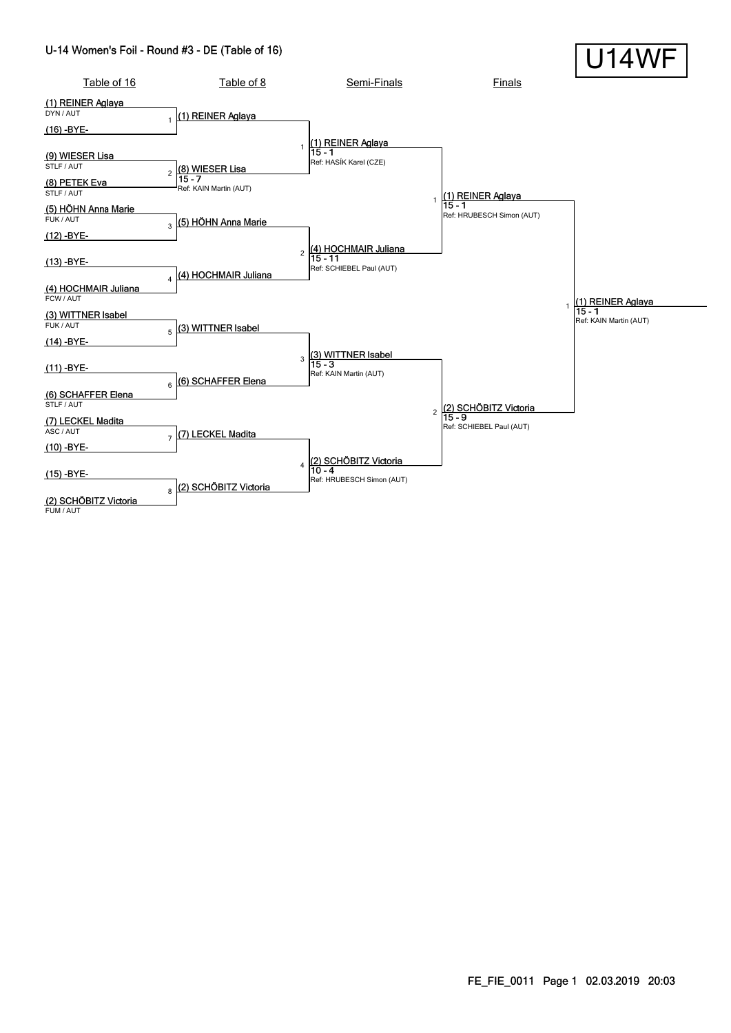## U-14 Women's Foil - Round #3 - DE (Table of 16)

**U14WF**

### Table of 16

| # | Fencer | Club / Nation |
|---|---|---|
| 1 | (1) REINER Aglaya | DYN / AUT |
| | (16) -BYE- | |
| 2 | (9) WIESER Lisa | STLF / AUT |
| | (8) PETEK Eva | STLF / AUT |
| 3 | (5) HÖHN Anna Marie | FUK / AUT |
| | (12) -BYE- | |
| 4 | (13) -BYE- | |
| | (4) HOCHMAIR Juliana | FCW / AUT |
| 5 | (3) WITTNER Isabel | FUK / AUT |
| | (14) -BYE- | |
| 6 | (11) -BYE- | |
| | (6) SCHAFFER Elena | STLF / AUT |
| 7 | (7) LECKEL Madita | ASC / AUT |
| | (10) -BYE- | |
| 8 | (15) -BYE- | |
| | (2) SCHÖBITZ Victoria | FUM / AUT |

### Table of 8

| # | Winner | Score | Referee |
|---|---|---|---|
| 1 | (1) REINER Aglaya | | |
| 2 | (8) WIESER Lisa | 15 - 7 | Ref: KAIN Martin (AUT) |
| 3 | (5) HÖHN Anna Marie | | |
| 4 | (4) HOCHMAIR Juliana | | |
| 5 | (3) WITTNER Isabel | | |
| 6 | (6) SCHAFFER Elena | | |
| 7 | (7) LECKEL Madita | | |
| 8 | (2) SCHÖBITZ Victoria | | |

### Semi-Finals

| # | Winner | Score | Referee |
|---|---|---|---|
| 1 | (1) REINER Aglaya | 15 - 1 | Ref: HASÍK Karel (CZE) |
| 2 | (4) HOCHMAIR Juliana | 15 - 11 | Ref: SCHIEBEL Paul (AUT) |
| 3 | (3) WITTNER Isabel | 15 - 3 | Ref: KAIN Martin (AUT) |
| 4 | (2) SCHÖBITZ Victoria | 10 - 4 | Ref: HRUBESCH Simon (AUT) |

### Finals

| # | Winner | Score | Referee |
|---|---|---|---|
| 1 | (1) REINER Aglaya | 15 - 1 | Ref: HRUBESCH Simon (AUT) |
| 2 | (2) SCHÖBITZ Victoria | 15 - 9 | Ref: SCHIEBEL Paul (AUT) |

### Winner

| # | Winner | Score | Referee |
|---|---|---|---|
| 1 | (1) REINER Aglaya | 15 - 1 | Ref: KAIN Martin (AUT) |

FE_FIE_0011 Page 1 02.03.2019 20:03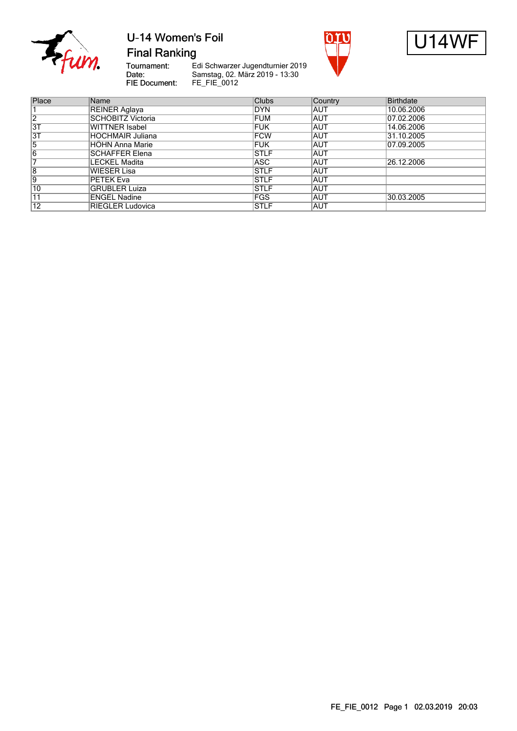# U-14 Women's Foil

## Final Ranking

Tournament: Edi Schwarzer Jugendturnier 2019
Date: Samstag, 02. März 2019 - 13:30
FIE Document: FE_FIE_0012

U14WF

| Place | Name | Clubs | Country | Birthdate |
|---|---|---|---|---|
| 1 | REINER Aglaya | DYN | AUT | 10.06.2006 |
| 2 | SCHÖBITZ Victoria | FUM | AUT | 07.02.2006 |
| 3T | WITTNER Isabel | FUK | AUT | 14.06.2006 |
| 3T | HOCHMAIR Juliana | FCW | AUT | 31.10.2005 |
| 5 | HÖHN Anna Marie | FUK | AUT | 07.09.2005 |
| 6 | SCHAFFER Elena | STLF | AUT | |
| 7 | LECKEL Madita | ASC | AUT | 26.12.2006 |
| 8 | WIESER Lisa | STLF | AUT | |
| 9 | PETEK Eva | STLF | AUT | |
| 10 | GRUBLER Luiza | STLF | AUT | |
| 11 | ENGEL Nadine | FGS | AUT | 30.03.2005 |
| 12 | RIEGLER Ludovica | STLF | AUT | |

FE_FIE_0012 Page 1 02.03.2019 20:03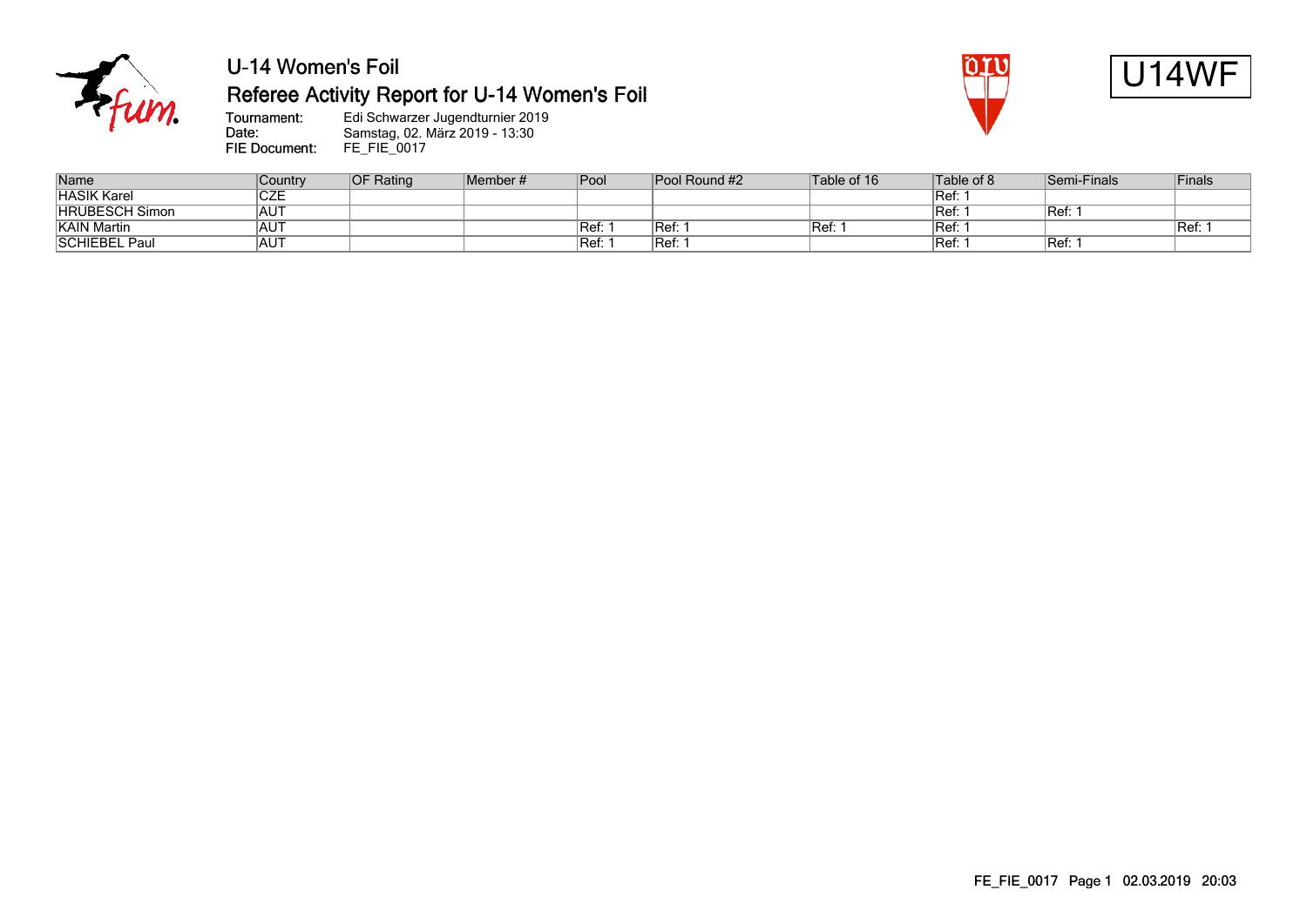# U-14 Women's Foil

## Referee Activity Report for U-14 Women's Foil

**Tournament:** Edi Schwarzer Jugendturnier 2019
**Date:** Samstag, 02. März 2019 - 13:30
**FIE Document:** FE_FIE_0017

U14WF

| Name | Country | OF Rating | Member # | Pool | Pool Round #2 | Table of 16 | Table of 8 | Semi-Finals | Finals |
|---|---|---|---|---|---|---|---|---|---|
| HASIK Karel | CZE | | | | | | Ref: 1 | | |
| HRUBESCH Simon | AUT | | | | | | Ref: 1 | Ref: 1 | |
| KAIN Martin | AUT | | | Ref: 1 | Ref: 1 | Ref: 1 | Ref: 1 | | Ref: 1 |
| SCHIEBEL Paul | AUT | | | Ref: 1 | Ref: 1 | | Ref: 1 | Ref: 1 | |